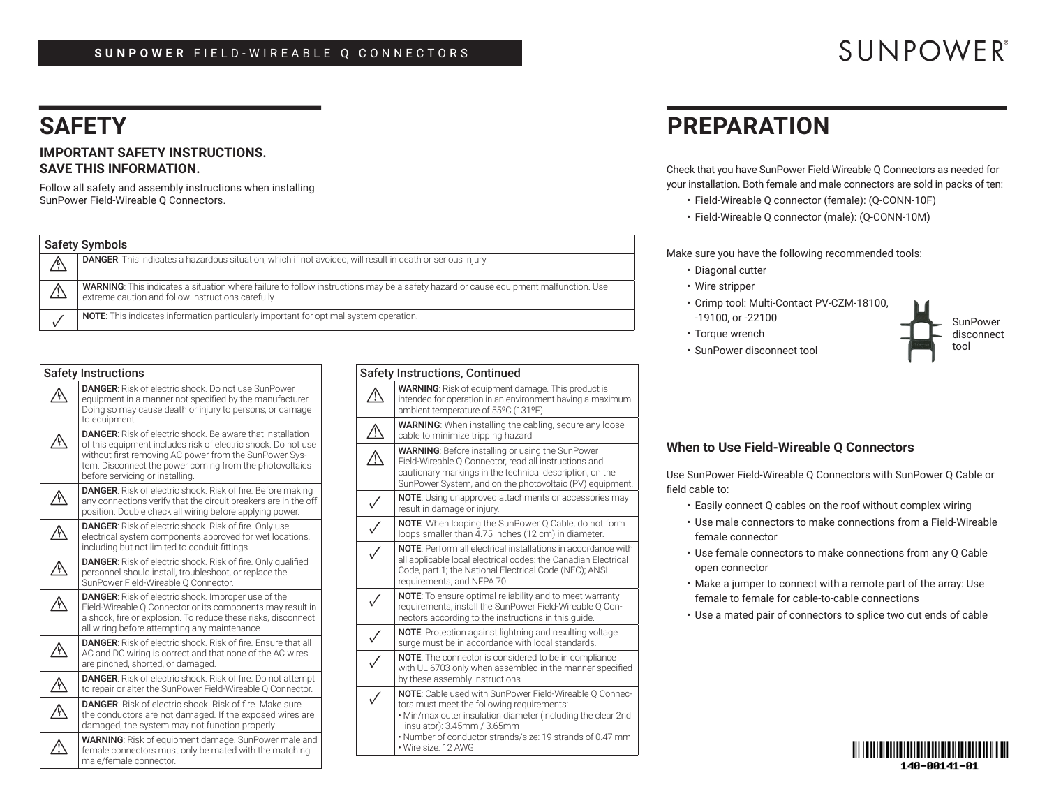# SAFETY

**IMPORTANT SAFETY INSTRUCTIONS.**
**SAVE THIS INFORMATION.**

Follow all safety and assembly instructions when installing SunPower Field-Wireable Q Connectors.

| Safety Symbols | |
|---|---|
| ⚠ | **DANGER**: This indicates a hazardous situation, which if not avoided, will result in death or serious injury. |
| ⚠ | **WARNING**: This indicates a situation where failure to follow instructions may be a safety hazard or cause equipment malfunction. Use extreme caution and follow instructions carefully. |
| ✓ | **NOTE**: This indicates information particularly important for optimal system operation. |

| Safety Instructions | |
|---|---|
| ⚠ | **DANGER**: Risk of electric shock. Do not use SunPower equipment in a manner not specified by the manufacturer. Doing so may cause death or injury to persons, or damage to equipment. |
| ⚠ | **DANGER**: Risk of electric shock. Be aware that installation of this equipment includes risk of electric shock. Do not use without first removing AC power from the SunPower System. Disconnect the power coming from the photovoltaics before servicing or installing. |
| ⚠ | **DANGER**: Risk of electric shock. Risk of fire. Before making any connections verify that the circuit breakers are in the off position. Double check all wiring before applying power. |
| ⚠ | **DANGER**: Risk of electric shock. Risk of fire. Only use electrical system components approved for wet locations, including but not limited to conduit fittings. |
| ⚠ | **DANGER**: Risk of electric shock. Risk of fire. Only qualified personnel should install, troubleshoot, or replace the SunPower Field-Wireable Q Connector. |
| ⚠ | **DANGER**: Risk of electric shock. Improper use of the Field-Wireable Q Connector or its components may result in a shock, fire or explosion. To reduce these risks, disconnect all wiring before attempting any maintenance. |
| ⚠ | **DANGER**: Risk of electric shock. Risk of fire. Ensure that all AC and DC wiring is correct and that none of the AC wires are pinched, shorted, or damaged. |
| ⚠ | **DANGER**: Risk of electric shock. Risk of fire. Do not attempt to repair or alter the SunPower Field-Wireable Q Connector. |
| ⚠ | **DANGER**: Risk of electric shock. Risk of fire. Make sure the conductors are not damaged. If the exposed wires are damaged, the system may not function properly. |
| ⚠ | **WARNING**: Risk of equipment damage. SunPower male and female connectors must only be mated with the matching male/female connector. |

| Safety Instructions, Continued | |
|---|---|
| ⚠ | **WARNING**: Risk of equipment damage. This product is intended for operation in an environment having a maximum ambient temperature of 55ºC (131ºF). |
| ⚠ | **WARNING**: When installing the cabling, secure any loose cable to minimize tripping hazard |
| ⚠ | **WARNING**: Before installing or using the SunPower Field-Wireable Q Connector, read all instructions and cautionary markings in the technical description, on the SunPower System, and on the photovoltaic (PV) equipment. |
| ✓ | **NOTE**: Using unapproved attachments or accessories may result in damage or injury. |
| ✓ | **NOTE**: When looping the SunPower Q Cable, do not form loops smaller than 4.75 inches (12 cm) in diameter. |
| ✓ | **NOTE**: Perform all electrical installations in accordance with all applicable local electrical codes: the Canadian Electrical Code, part 1; the National Electrical Code (NEC); ANSI requirements; and NFPA 70. |
| ✓ | **NOTE**: To ensure optimal reliability and to meet warranty requirements, install the SunPower Field-Wireable Q Connectors according to the instructions in this guide. |
| ✓ | **NOTE**: Protection against lightning and resulting voltage surge must be in accordance with local standards. |
| ✓ | **NOTE**: The connector is considered to be in compliance with UL 6703 only when assembled in the manner specified by these assembly instructions. |
| ✓ | **NOTE**: Cable used with SunPower Field-Wireable Q Connectors must meet the following requirements: • Min/max outer insulation diameter (including the clear 2nd insulator): 3.45mm / 3.65mm • Number of conductor strands/size: 19 strands of 0.47 mm • Wire size: 12 AWG |

# PREPARATION

Check that you have SunPower Field-Wireable Q Connectors as needed for your installation. Both female and male connectors are sold in packs of ten:

- Field-Wireable Q connector (female): (Q-CONN-10F)
- Field-Wireable Q connector (male): (Q-CONN-10M)

Make sure you have the following recommended tools:

- Diagonal cutter
- Wire stripper
- Crimp tool: Multi-Contact PV-CZM-18100, -19100, or -22100
- Torque wrench
- SunPower disconnect tool

SunPower disconnect tool

## When to Use Field-Wireable Q Connectors

Use SunPower Field-Wireable Q Connectors with SunPower Q Cable or field cable to:

- Easily connect Q cables on the roof without complex wiring
- Use male connectors to make connections from a Field-Wireable female connector
- Use female connectors to make connections from any Q Cable open connector
- Make a jumper to connect with a remote part of the array: Use female to female for cable-to-cable connections
- Use a mated pair of connectors to splice two cut ends of cable

140-00141-01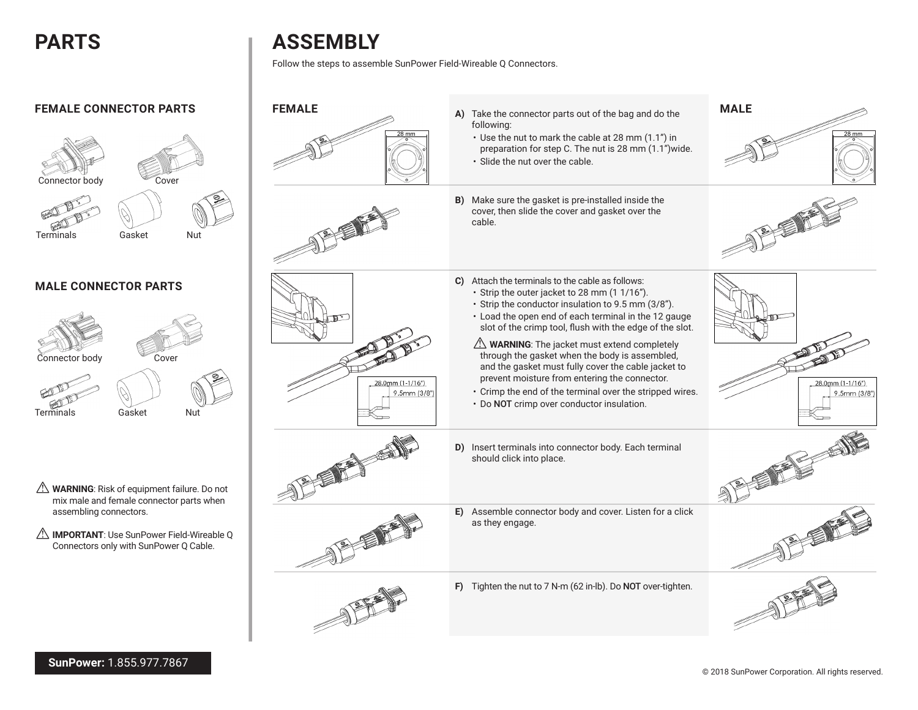# PARTS

### FEMALE CONNECTOR PARTS

Connector body

Cover

Terminals

Gasket

Nut

### MALE CONNECTOR PARTS

Connector body

Cover

Terminals

Gasket

Nut

⚠ **WARNING**: Risk of equipment failure. Do not mix male and female connector parts when assembling connectors.

⚠ **IMPORTANT**: Use SunPower Field-Wireable Q Connectors only with SunPower Q Cable.

# ASSEMBLY

Follow the steps to assemble SunPower Field-Wireable Q Connectors.

### FEMALE

### MALE

28 mm

**A)** Take the connector parts out of the bag and do the following:

- Use the nut to mark the cable at 28 mm (1.1") in preparation for step C. The nut is 28 mm (1.1")wide.
- Slide the nut over the cable.

**B)** Make sure the gasket is pre-installed inside the cover, then slide the cover and gasket over the cable.

**C)** Attach the terminals to the cable as follows:

- Strip the outer jacket to 28 mm (1 1/16").
- Strip the conductor insulation to 9.5 mm (3/8").
- Load the open end of each terminal in the 12 gauge slot of the crimp tool, flush with the edge of the slot.

⚠ **WARNING**: The jacket must extend completely through the gasket when the body is assembled, and the gasket must fully cover the cable jacket to prevent moisture from entering the connector.

- Crimp the end of the terminal over the stripped wires.
- Do **NOT** crimp over conductor insulation.

28.0mm (1-1/16")

9.5mm (3/8")

**D)** Insert terminals into connector body. Each terminal should click into place.

**E)** Assemble connector body and cover. Listen for a click as they engage.

**F)** Tighten the nut to 7 N-m (62 in-lb). Do **NOT** over-tighten.

**SunPower:** 1.855.977.7867

© 2018 SunPower Corporation. All rights reserved.